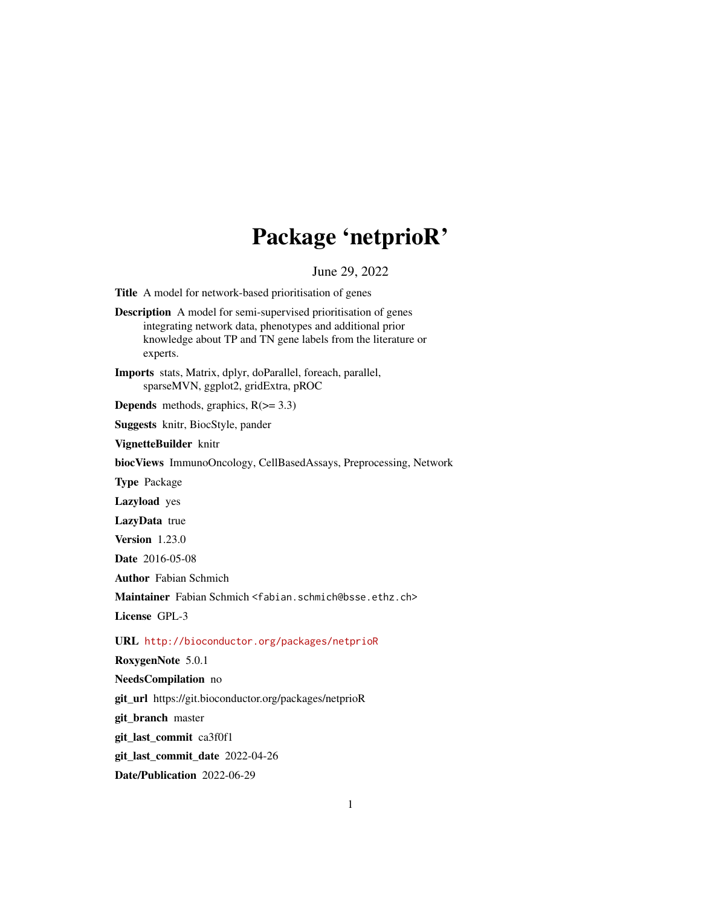# Package 'netprioR'

June 29, 2022

**Title** A model for network-based prioritisation of genes

**Description** A model for semi-supervised prioritisation of genes integrating network data, phenotypes and additional prior knowledge about TP and TN gene labels from the literature or experts.

**Imports** stats, Matrix, dplyr, doParallel, foreach, parallel, sparseMVN, ggplot2, gridExtra, pROC

**Depends** methods, graphics, R(>= 3.3)

**Suggests** knitr, BiocStyle, pander

**VignetteBuilder** knitr

**biocViews** ImmunoOncology, CellBasedAssays, Preprocessing, Network

**Type** Package

**Lazyload** yes

**LazyData** true

**Version** 1.23.0

**Date** 2016-05-08

**Author** Fabian Schmich

**Maintainer** Fabian Schmich <fabian.schmich@bsse.ethz.ch>

**License** GPL-3

**URL** http://bioconductor.org/packages/netprioR

**RoxygenNote** 5.0.1

**NeedsCompilation** no

**git_url** https://git.bioconductor.org/packages/netprioR

**git_branch** master

**git_last_commit** ca3f0f1

**git_last_commit_date** 2022-04-26

**Date/Publication** 2022-06-29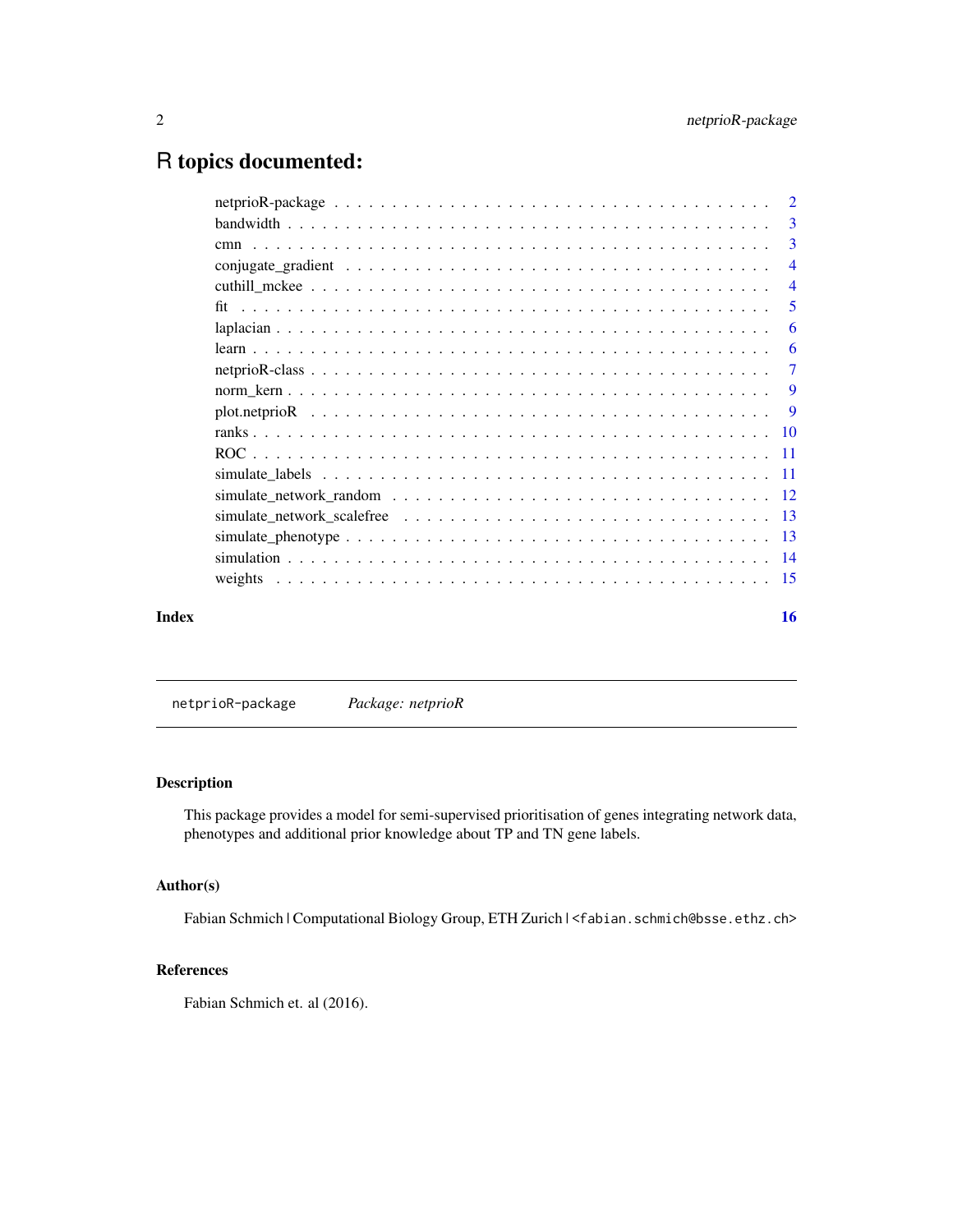# R topics documented:

- netprioR-package . . . . . . . . . . . . . . . . . . . . . . . . . . . . . . . . . . . . . . 2
- bandwidth . . . . . . . . . . . . . . . . . . . . . . . . . . . . . . . . . . . . . . . . . . 3
- cmn . . . . . . . . . . . . . . . . . . . . . . . . . . . . . . . . . . . . . . . . . . . . . 3
- conjugate_gradient . . . . . . . . . . . . . . . . . . . . . . . . . . . . . . . . . . . . . 4
- cuthill_mckee . . . . . . . . . . . . . . . . . . . . . . . . . . . . . . . . . . . . . . . 4
- fit . . . . . . . . . . . . . . . . . . . . . . . . . . . . . . . . . . . . . . . . . . . . . . 5
- laplacian . . . . . . . . . . . . . . . . . . . . . . . . . . . . . . . . . . . . . . . . . . 6
- learn . . . . . . . . . . . . . . . . . . . . . . . . . . . . . . . . . . . . . . . . . . . . 6
- netprioR-class . . . . . . . . . . . . . . . . . . . . . . . . . . . . . . . . . . . . . . . 7
- norm_kern . . . . . . . . . . . . . . . . . . . . . . . . . . . . . . . . . . . . . . . . . 9
- plot.netprioR . . . . . . . . . . . . . . . . . . . . . . . . . . . . . . . . . . . . . . . 9
- ranks . . . . . . . . . . . . . . . . . . . . . . . . . . . . . . . . . . . . . . . . . . . . 10
- ROC . . . . . . . . . . . . . . . . . . . . . . . . . . . . . . . . . . . . . . . . . . . . . 11
- simulate_labels . . . . . . . . . . . . . . . . . . . . . . . . . . . . . . . . . . . . . . 11
- simulate_network_random . . . . . . . . . . . . . . . . . . . . . . . . . . . . . . . . . 12
- simulate_network_scalefree . . . . . . . . . . . . . . . . . . . . . . . . . . . . . . . . 13
- simulate_phenotype . . . . . . . . . . . . . . . . . . . . . . . . . . . . . . . . . . . . 13
- simulation . . . . . . . . . . . . . . . . . . . . . . . . . . . . . . . . . . . . . . . . . 14
- weights . . . . . . . . . . . . . . . . . . . . . . . . . . . . . . . . . . . . . . . . . . . 15

**Index** 16

---

`netprioR-package` *Package: netprioR*

---

### Description

This package provides a model for semi-supervised prioritisation of genes integrating network data, phenotypes and additional prior knowledge about TP and TN gene labels.

### Author(s)

Fabian Schmich | Computational Biology Group, ETH Zurich | `<fabian.schmich@bsse.ethz.ch>`

### References

Fabian Schmich et. al (2016).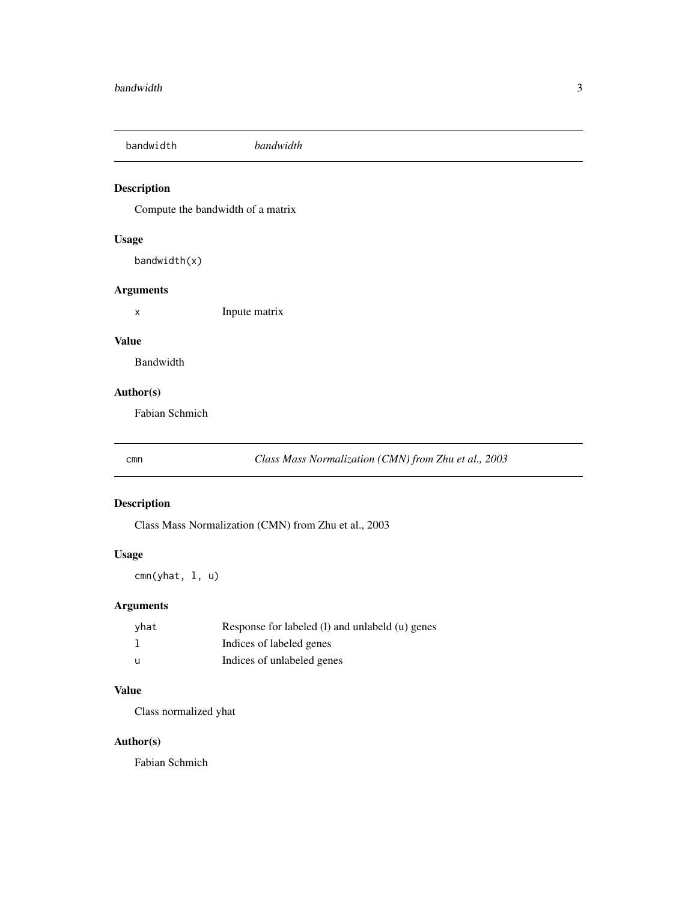## bandwidth *bandwidth*

### Description

Compute the bandwidth of a matrix

### Usage

```
bandwidth(x)
```

### Arguments

| | |
|---|---|
| x | Inpute matrix |

### Value

Bandwidth

### Author(s)

Fabian Schmich

## cmn *Class Mass Normalization (CMN) from Zhu et al., 2003*

### Description

Class Mass Normalization (CMN) from Zhu et al., 2003

### Usage

```
cmn(yhat, l, u)
```

### Arguments

| | |
|---|---|
| yhat | Response for labeled (l) and unlabeld (u) genes |
| l | Indices of labeled genes |
| u | Indices of unlabeled genes |

### Value

Class normalized yhat

### Author(s)

Fabian Schmich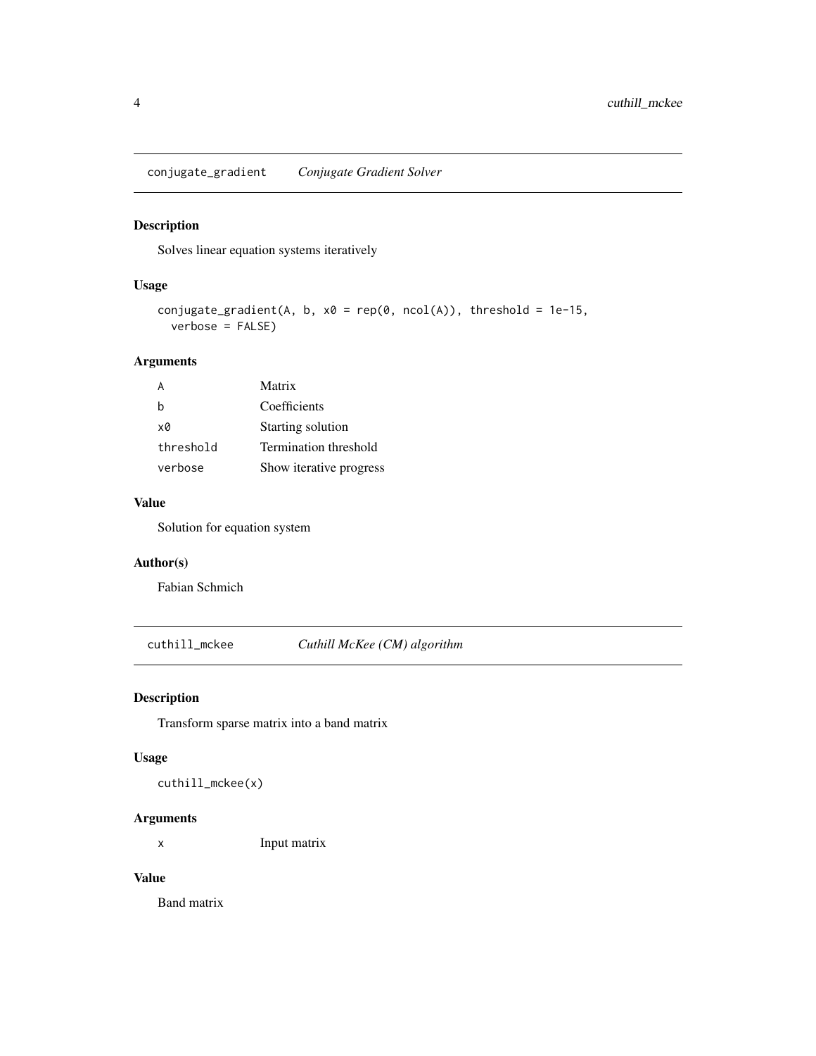## `conjugate_gradient` *Conjugate Gradient Solver*

### Description

Solves linear equation systems iteratively

### Usage

```
conjugate_gradient(A, b, x0 = rep(0, ncol(A)), threshold = 1e-15,
  verbose = FALSE)
```

### Arguments

| | |
|---|---|
| A | Matrix |
| b | Coefficients |
| x0 | Starting solution |
| threshold | Termination threshold |
| verbose | Show iterative progress |

### Value

Solution for equation system

### Author(s)

Fabian Schmich

## `cuthill_mckee` *Cuthill McKee (CM) algorithm*

### Description

Transform sparse matrix into a band matrix

### Usage

```
cuthill_mckee(x)
```

### Arguments

| | |
|---|---|
| x | Input matrix |

### Value

Band matrix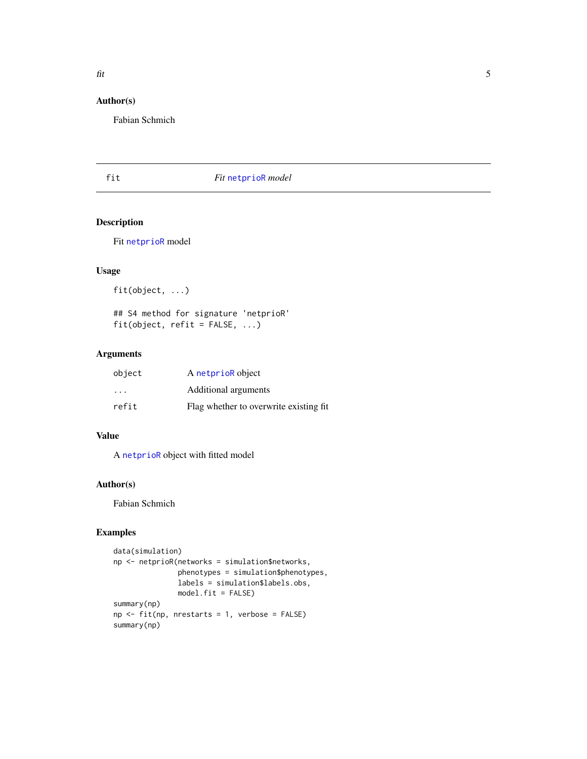### Author(s)

Fabian Schmich

## fit — *Fit netprioR model*

### Description

Fit netprioR model

### Usage

```
fit(object, ...)

## S4 method for signature 'netprioR'
fit(object, refit = FALSE, ...)
```

### Arguments

| | |
|---|---|
| object | A netprioR object |
| ... | Additional arguments |
| refit | Flag whether to overwrite existing fit |

### Value

A netprioR object with fitted model

### Author(s)

Fabian Schmich

### Examples

```
data(simulation)
np <- netprioR(networks = simulation$networks,
               phenotypes = simulation$phenotypes,
               labels = simulation$labels.obs,
               model.fit = FALSE)
summary(np)
np <- fit(np, nrestarts = 1, verbose = FALSE)
summary(np)
```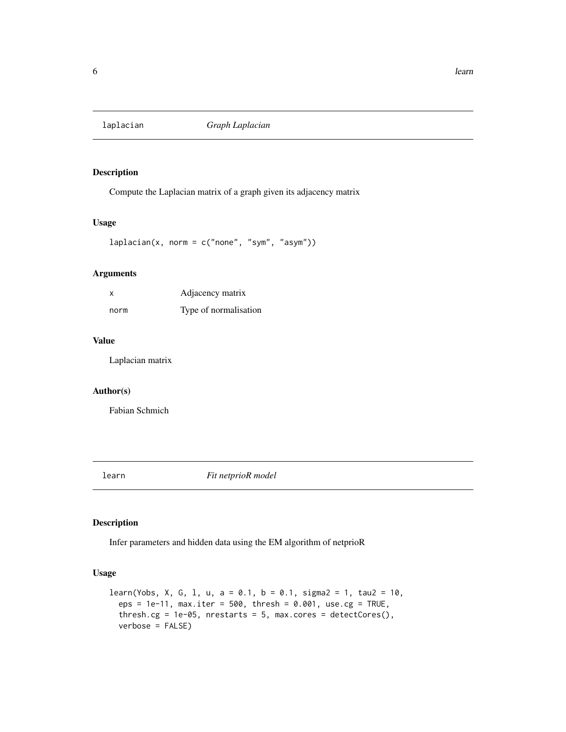## laplacian *Graph Laplacian*

### Description

Compute the Laplacian matrix of a graph given its adjacency matrix

### Usage

```
laplacian(x, norm = c("none", "sym", "asym"))
```

### Arguments

| | |
|---|---|
| x | Adjacency matrix |
| norm | Type of normalisation |

### Value

Laplacian matrix

### Author(s)

Fabian Schmich

## learn *Fit netprioR model*

### Description

Infer parameters and hidden data using the EM algorithm of netprioR

### Usage

```
learn(Yobs, X, G, l, u, a = 0.1, b = 0.1, sigma2 = 1, tau2 = 10,
  eps = 1e-11, max.iter = 500, thresh = 0.001, use.cg = TRUE,
  thresh.cg = 1e-05, nrestarts = 5, max.cores = detectCores(),
  verbose = FALSE)
```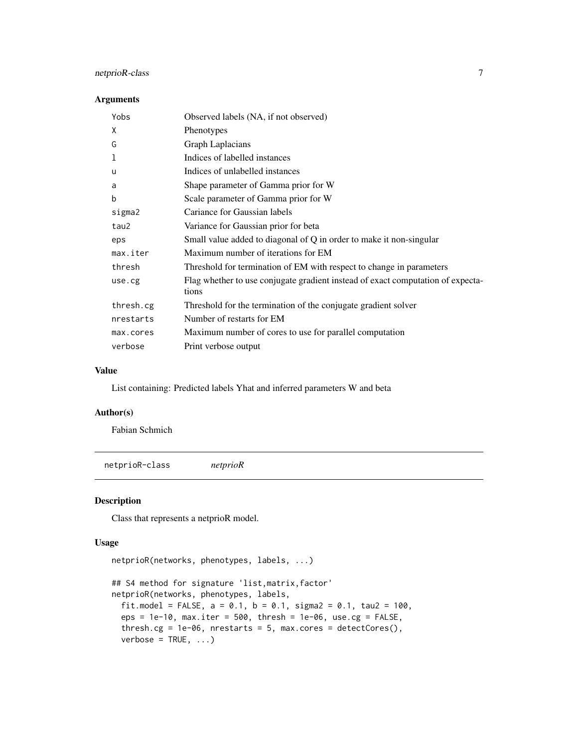## Arguments

| | |
|---|---|
| Yobs | Observed labels (NA, if not observed) |
| X | Phenotypes |
| G | Graph Laplacians |
| l | Indices of labelled instances |
| u | Indices of unlabelled instances |
| a | Shape parameter of Gamma prior for W |
| b | Scale parameter of Gamma prior for W |
| sigma2 | Cariance for Gaussian labels |
| tau2 | Variance for Gaussian prior for beta |
| eps | Small value added to diagonal of Q in order to make it non-singular |
| max.iter | Maximum number of iterations for EM |
| thresh | Threshold for termination of EM with respect to change in parameters |
| use.cg | Flag whether to use conjugate gradient instead of exact computation of expectations |
| thresh.cg | Threshold for the termination of the conjugate gradient solver |
| nrestarts | Number of restarts for EM |
| max.cores | Maximum number of cores to use for parallel computation |
| verbose | Print verbose output |

## Value

List containing: Predicted labels Yhat and inferred parameters W and beta

## Author(s)

Fabian Schmich

---

# netprioR-class *netprioR*

## Description

Class that represents a netprioR model.

## Usage

```
netprioR(networks, phenotypes, labels, ...)

## S4 method for signature 'list,matrix,factor'
netprioR(networks, phenotypes, labels,
  fit.model = FALSE, a = 0.1, b = 0.1, sigma2 = 0.1, tau2 = 100,
  eps = 1e-10, max.iter = 500, thresh = 1e-06, use.cg = FALSE,
  thresh.cg = 1e-06, nrestarts = 5, max.cores = detectCores(),
  verbose = TRUE, ...)
```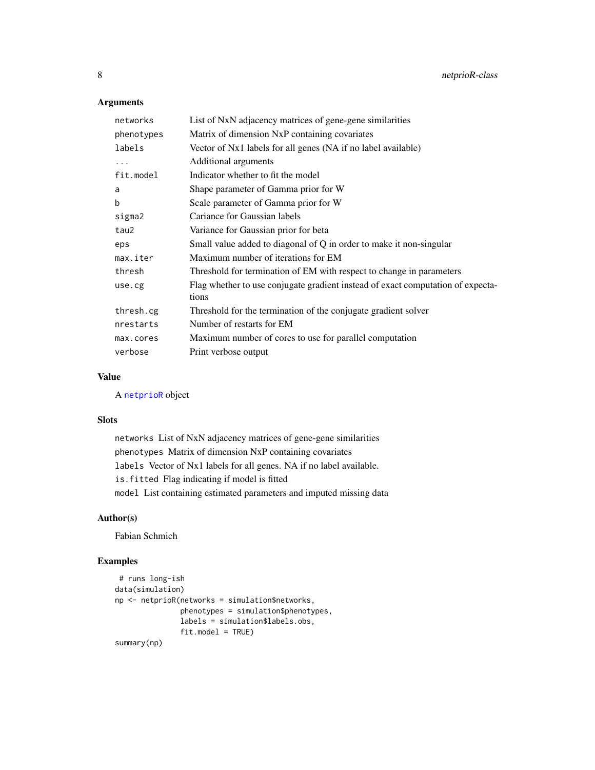## Arguments

| | |
|---|---|
| `networks` | List of NxN adjacency matrices of gene-gene similarities |
| `phenotypes` | Matrix of dimension NxP containing covariates |
| `labels` | Vector of Nx1 labels for all genes (NA if no label available) |
| `...` | Additional arguments |
| `fit.model` | Indicator whether to fit the model |
| `a` | Shape parameter of Gamma prior for W |
| `b` | Scale parameter of Gamma prior for W |
| `sigma2` | Cariance for Gaussian labels |
| `tau2` | Variance for Gaussian prior for beta |
| `eps` | Small value added to diagonal of Q in order to make it non-singular |
| `max.iter` | Maximum number of iterations for EM |
| `thresh` | Threshold for termination of EM with respect to change in parameters |
| `use.cg` | Flag whether to use conjugate gradient instead of exact computation of expectations |
| `thresh.cg` | Threshold for the termination of the conjugate gradient solver |
| `nrestarts` | Number of restarts for EM |
| `max.cores` | Maximum number of cores to use for parallel computation |
| `verbose` | Print verbose output |

## Value

A `netprioR` object

## Slots

`networks` List of NxN adjacency matrices of gene-gene similarities

`phenotypes` Matrix of dimension NxP containing covariates

`labels` Vector of Nx1 labels for all genes. NA if no label available.

`is.fitted` Flag indicating if model is fitted

`model` List containing estimated parameters and imputed missing data

## Author(s)

Fabian Schmich

## Examples

```
 # runs long-ish
data(simulation)
np <- netprioR(networks = simulation$networks,
               phenotypes = simulation$phenotypes,
               labels = simulation$labels.obs,
               fit.model = TRUE)
summary(np)
```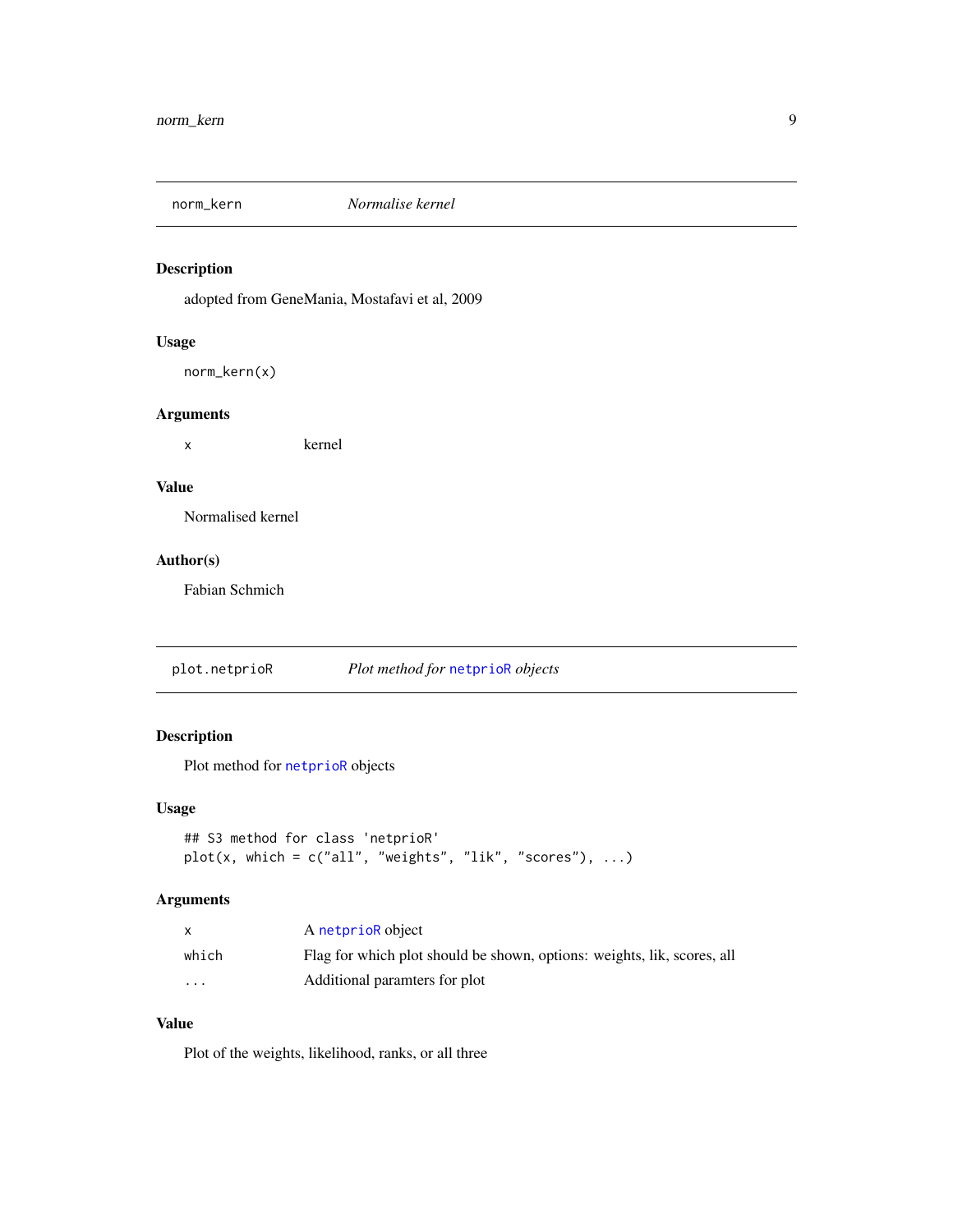## norm_kern — *Normalise kernel*

### Description

adopted from GeneMania, Mostafavi et al, 2009

### Usage

```
norm_kern(x)
```

### Arguments

| | |
|---|---|
| x | kernel |

### Value

Normalised kernel

### Author(s)

Fabian Schmich

## plot.netprioR — *Plot method for netprioR objects*

### Description

Plot method for netprioR objects

### Usage

```
## S3 method for class 'netprioR'
plot(x, which = c("all", "weights", "lik", "scores"), ...)
```

### Arguments

| | |
|---|---|
| x | A netprioR object |
| which | Flag for which plot should be shown, options: weights, lik, scores, all |
| ... | Additional paramters for plot |

### Value

Plot of the weights, likelihood, ranks, or all three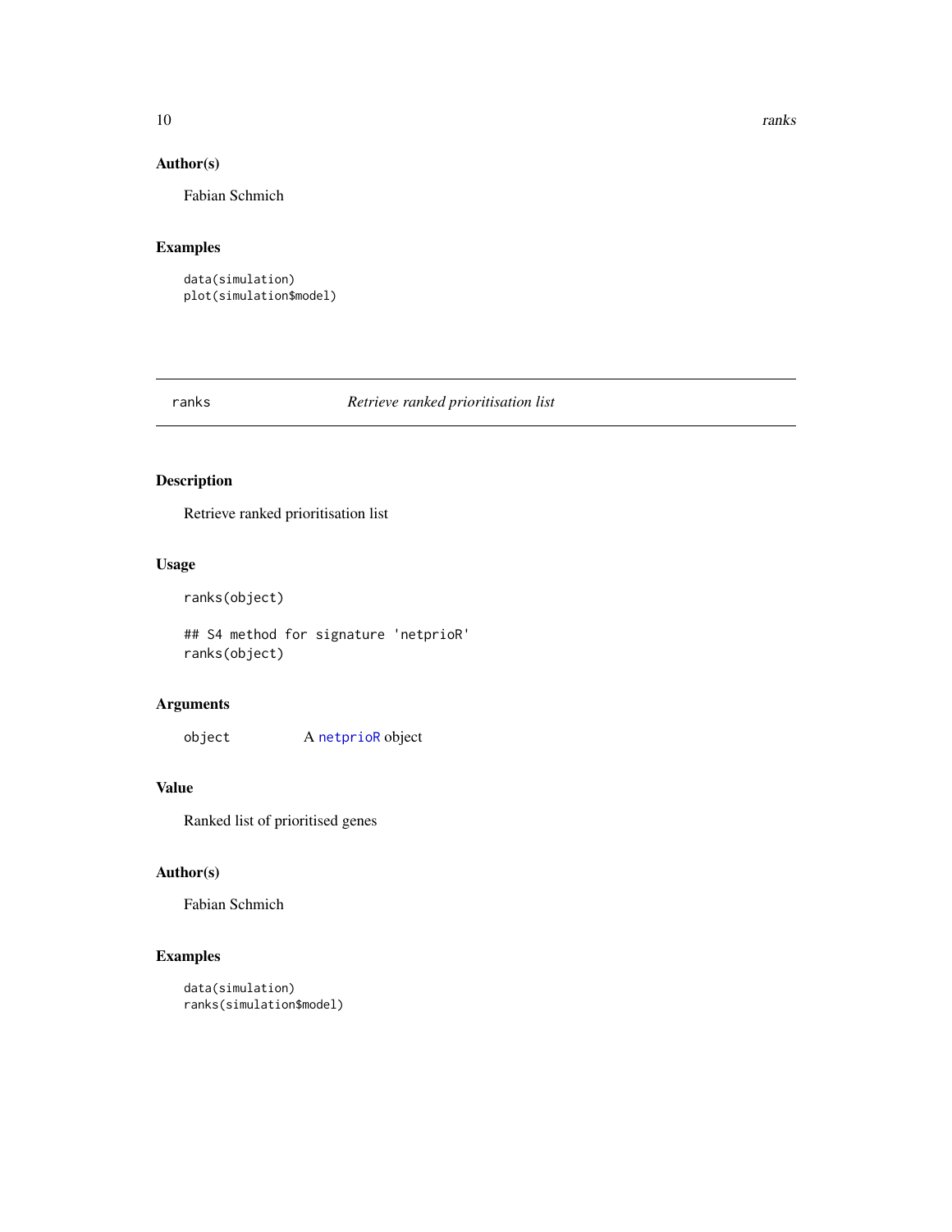### Author(s)

Fabian Schmich

### Examples

```
data(simulation)
plot(simulation$model)
```

---

## ranks — *Retrieve ranked prioritisation list*

---

### Description

Retrieve ranked prioritisation list

### Usage

```
ranks(object)

## S4 method for signature 'netprioR'
ranks(object)
```

### Arguments

| | |
|---|---|
| object | A netprioR object |

### Value

Ranked list of prioritised genes

### Author(s)

Fabian Schmich

### Examples

```
data(simulation)
ranks(simulation$model)
```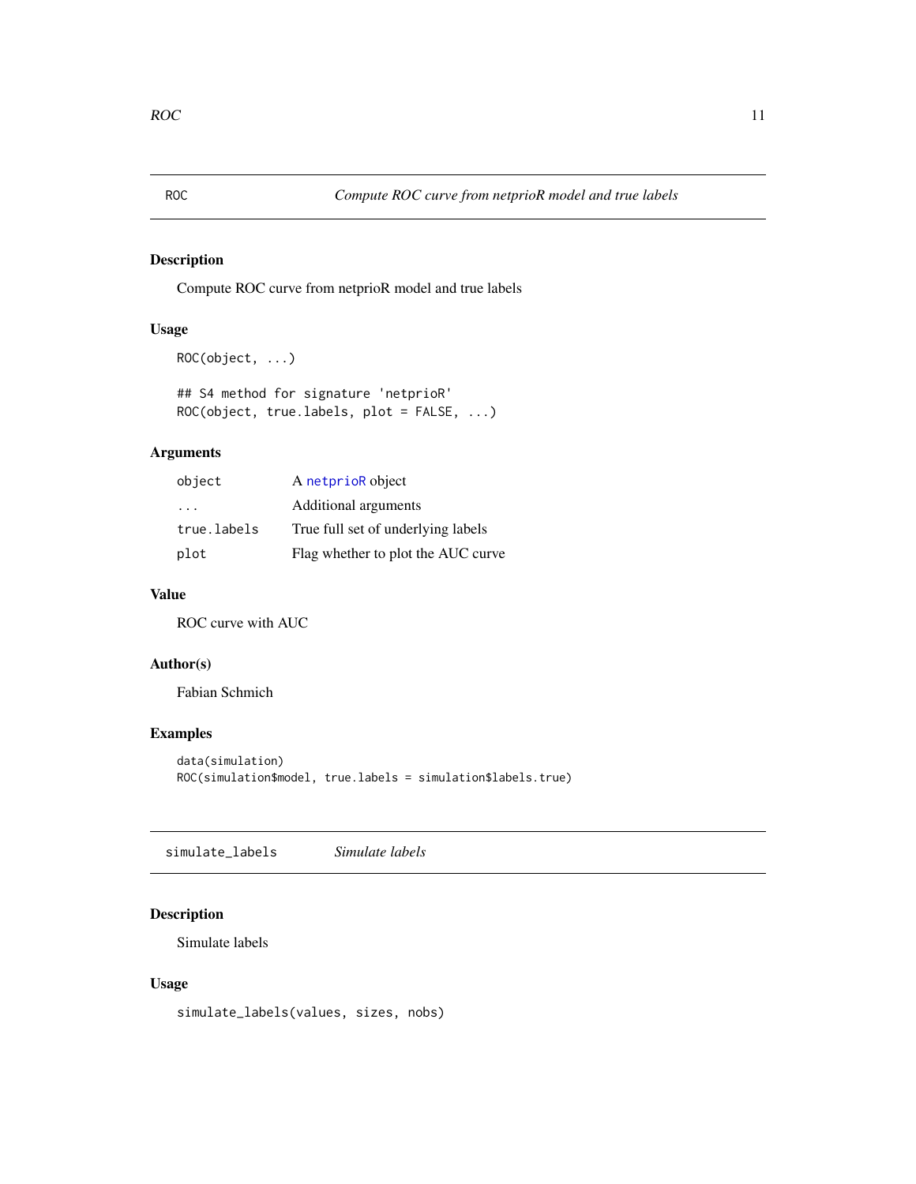## ROC — *Compute ROC curve from netprioR model and true labels*

### Description

Compute ROC curve from netprioR model and true labels

### Usage

```
ROC(object, ...)

## S4 method for signature 'netprioR'
ROC(object, true.labels, plot = FALSE, ...)
```

### Arguments

| | |
|---|---|
| `object` | A `netprioR` object |
| `...` | Additional arguments |
| `true.labels` | True full set of underlying labels |
| `plot` | Flag whether to plot the AUC curve |

### Value

ROC curve with AUC

### Author(s)

Fabian Schmich

### Examples

```
data(simulation)
ROC(simulation$model, true.labels = simulation$labels.true)
```

## simulate_labels — *Simulate labels*

### Description

Simulate labels

### Usage

```
simulate_labels(values, sizes, nobs)
```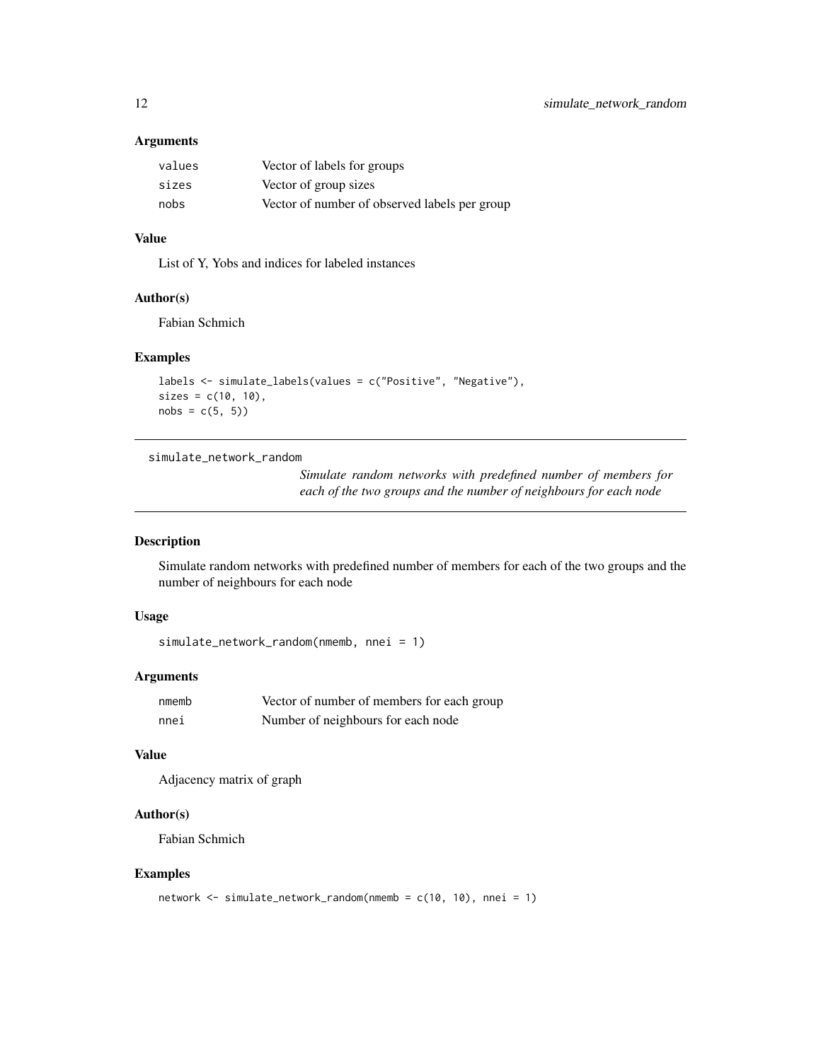### Arguments

| | |
|---|---|
| values | Vector of labels for groups |
| sizes | Vector of group sizes |
| nobs | Vector of number of observed labels per group |

### Value

List of Y, Yobs and indices for labeled instances

### Author(s)

Fabian Schmich

### Examples

```
labels <- simulate_labels(values = c("Positive", "Negative"),
sizes = c(10, 10),
nobs = c(5, 5))
```

---

## simulate_network_random

*Simulate random networks with predefined number of members for each of the two groups and the number of neighbours for each node*

### Description

Simulate random networks with predefined number of members for each of the two groups and the number of neighbours for each node

### Usage

```
simulate_network_random(nmemb, nnei = 1)
```

### Arguments

| | |
|---|---|
| nmemb | Vector of number of members for each group |
| nnei | Number of neighbours for each node |

### Value

Adjacency matrix of graph

### Author(s)

Fabian Schmich

### Examples

```
network <- simulate_network_random(nmemb = c(10, 10), nnei = 1)
```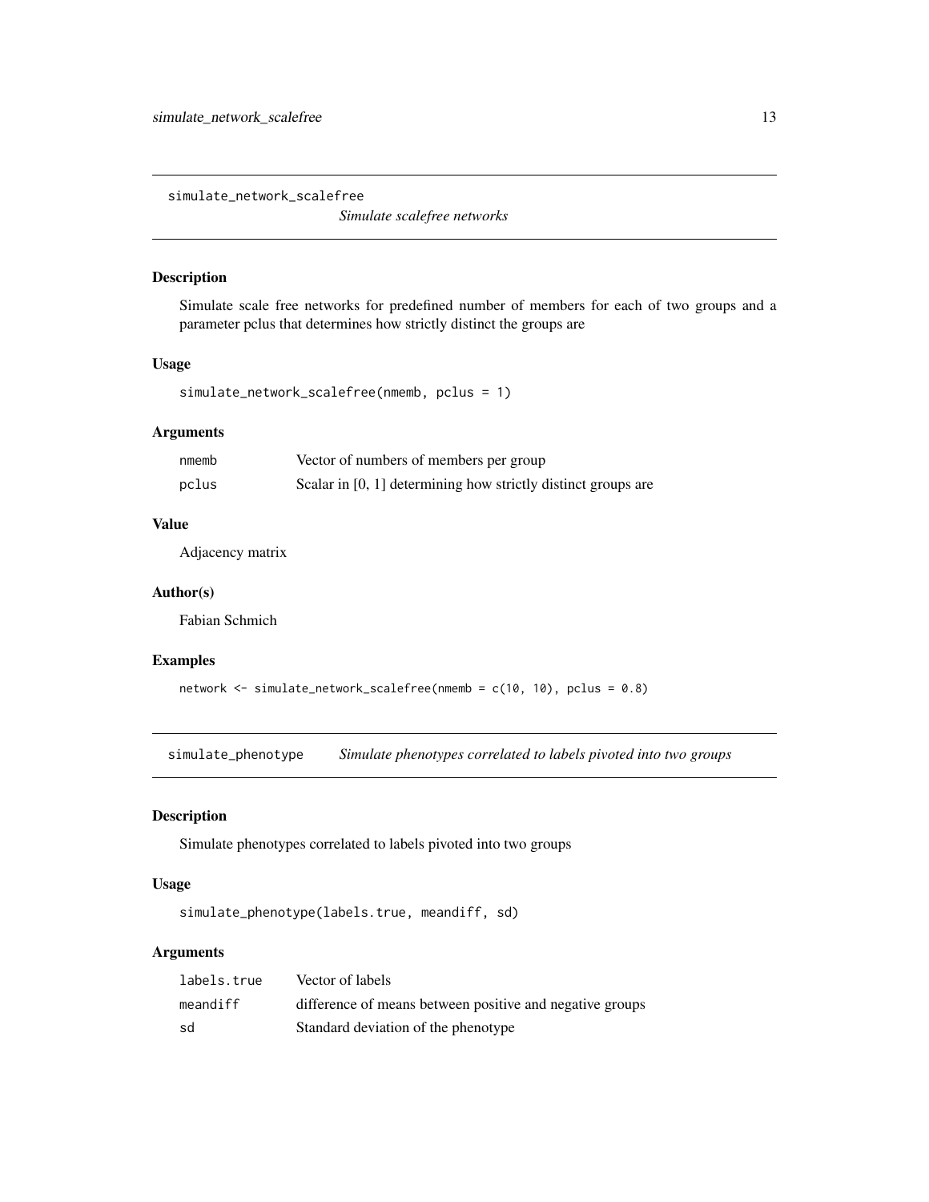## simulate_network_scalefree

*Simulate scalefree networks*

### Description

Simulate scale free networks for predefined number of members for each of two groups and a parameter pclus that determines how strictly distinct the groups are

### Usage

```
simulate_network_scalefree(nmemb, pclus = 1)
```

### Arguments

| | |
|---|---|
| nmemb | Vector of numbers of members per group |
| pclus | Scalar in [0, 1] determining how strictly distinct groups are |

### Value

Adjacency matrix

### Author(s)

Fabian Schmich

### Examples

```
network <- simulate_network_scalefree(nmemb = c(10, 10), pclus = 0.8)
```

## simulate_phenotype

*Simulate phenotypes correlated to labels pivoted into two groups*

### Description

Simulate phenotypes correlated to labels pivoted into two groups

### Usage

```
simulate_phenotype(labels.true, meandiff, sd)
```

### Arguments

| | |
|---|---|
| labels.true | Vector of labels |
| meandiff | difference of means between positive and negative groups |
| sd | Standard deviation of the phenotype |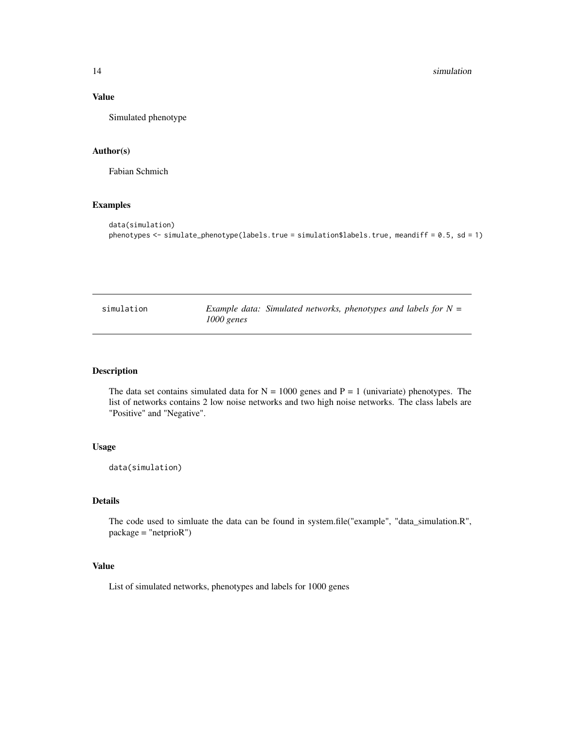## Value

Simulated phenotype

## Author(s)

Fabian Schmich

## Examples

```
data(simulation)
phenotypes <- simulate_phenotype(labels.true = simulation$labels.true, meandiff = 0.5, sd = 1)
```

---

# simulation — *Example data: Simulated networks, phenotypes and labels for N = 1000 genes*

---

## Description

The data set contains simulated data for N = 1000 genes and P = 1 (univariate) phenotypes. The list of networks contains 2 low noise networks and two high noise networks. The class labels are "Positive" and "Negative".

## Usage

```
data(simulation)
```

## Details

The code used to simluate the data can be found in system.file("example", "data_simulation.R", package = "netprioR")

## Value

List of simulated networks, phenotypes and labels for 1000 genes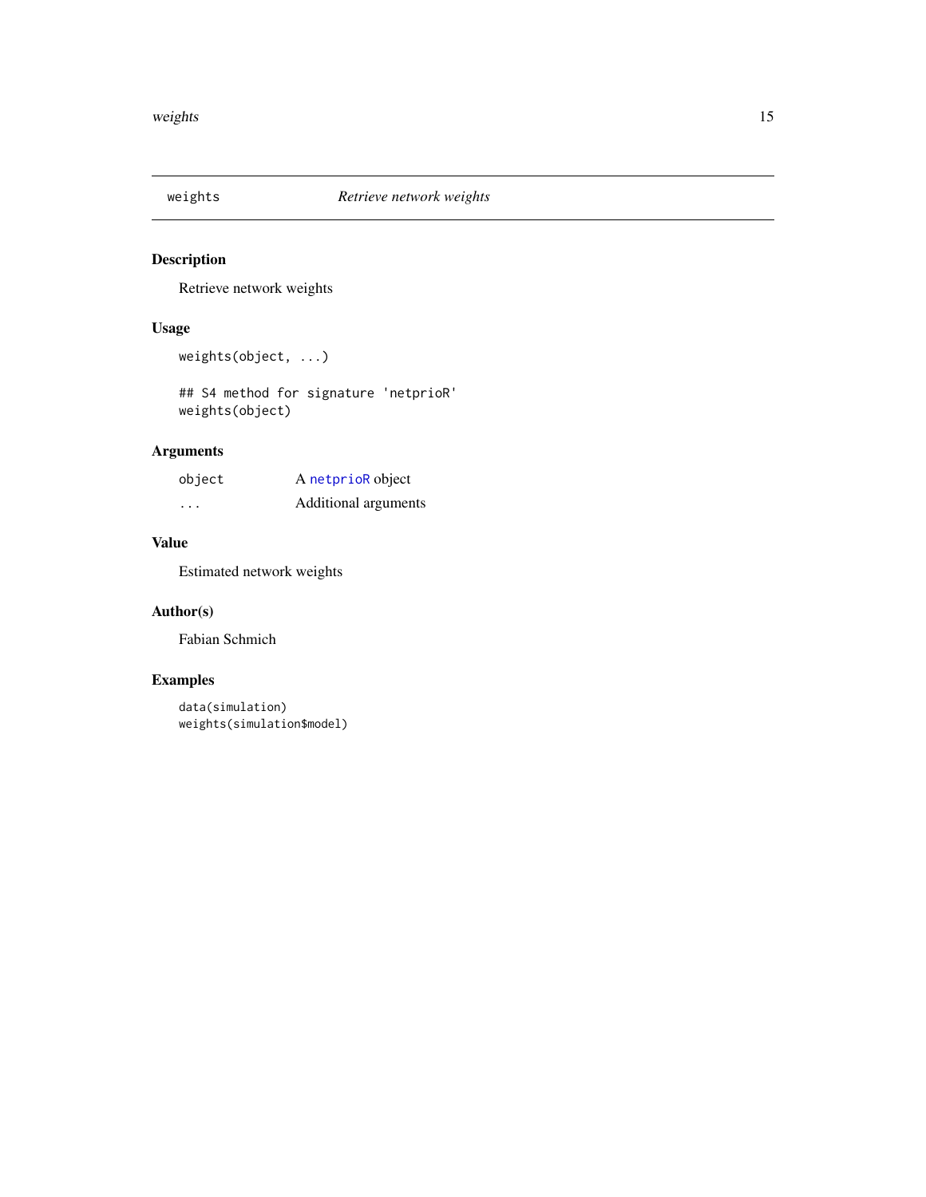## weights — *Retrieve network weights*

### Description

Retrieve network weights

### Usage

```
weights(object, ...)

## S4 method for signature 'netprioR'
weights(object)
```

### Arguments

| | |
|---|---|
| `object` | A `netprioR` object |
| `...` | Additional arguments |

### Value

Estimated network weights

### Author(s)

Fabian Schmich

### Examples

```
data(simulation)
weights(simulation$model)
```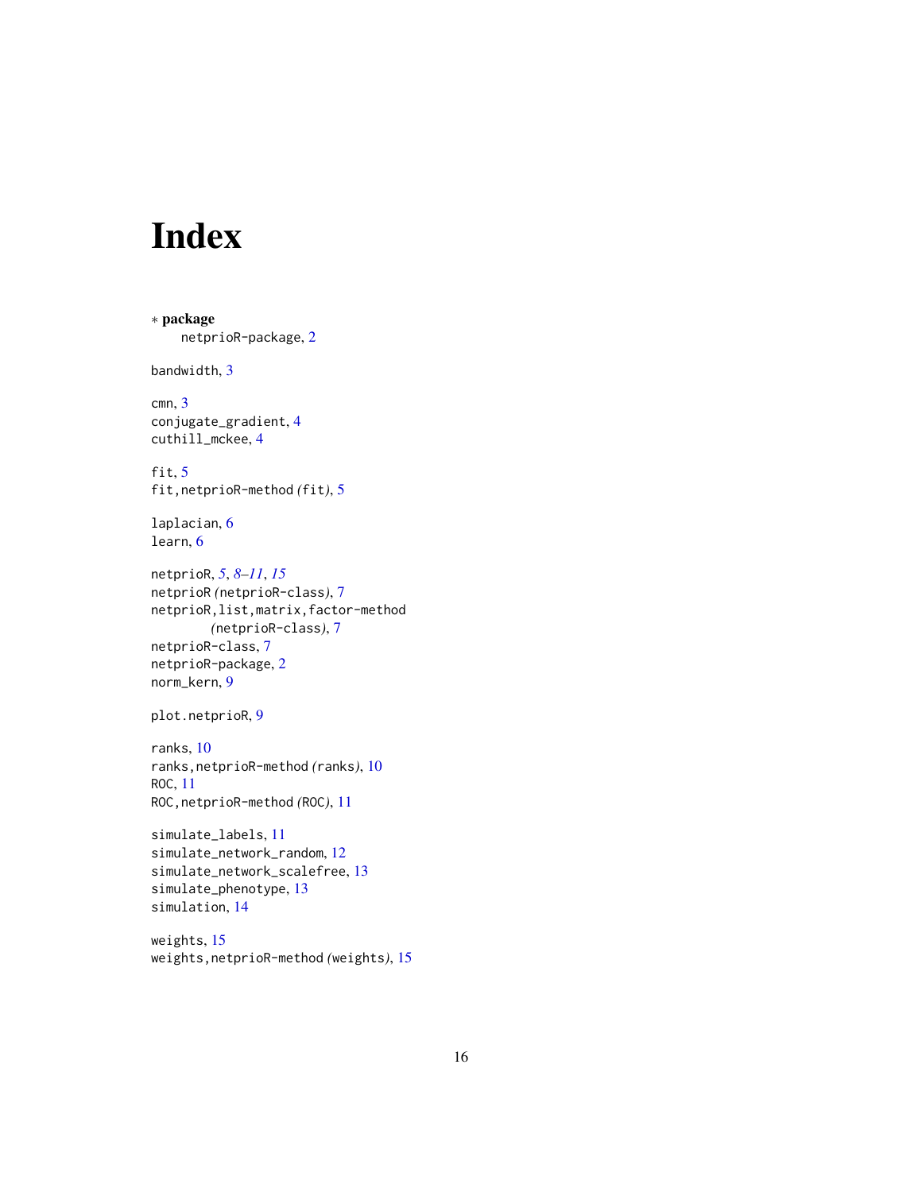# Index

∗ **package**
    netprioR-package, 2

bandwidth, 3

cmn, 3
conjugate_gradient, 4
cuthill_mckee, 4

fit, 5
fit,netprioR-method *(*fit*)*, 5

laplacian, 6
learn, 6

netprioR, *5*, *8–11*, *15*
netprioR *(*netprioR-class*)*, 7
netprioR,list,matrix,factor-method
        *(*netprioR-class*)*, 7
netprioR-class, 7
netprioR-package, 2
norm_kern, 9

plot.netprioR, 9

ranks, 10
ranks,netprioR-method *(*ranks*)*, 10
ROC, 11
ROC,netprioR-method *(*ROC*)*, 11

simulate_labels, 11
simulate_network_random, 12
simulate_network_scalefree, 13
simulate_phenotype, 13
simulation, 14

weights, 15
weights,netprioR-method *(*weights*)*, 15